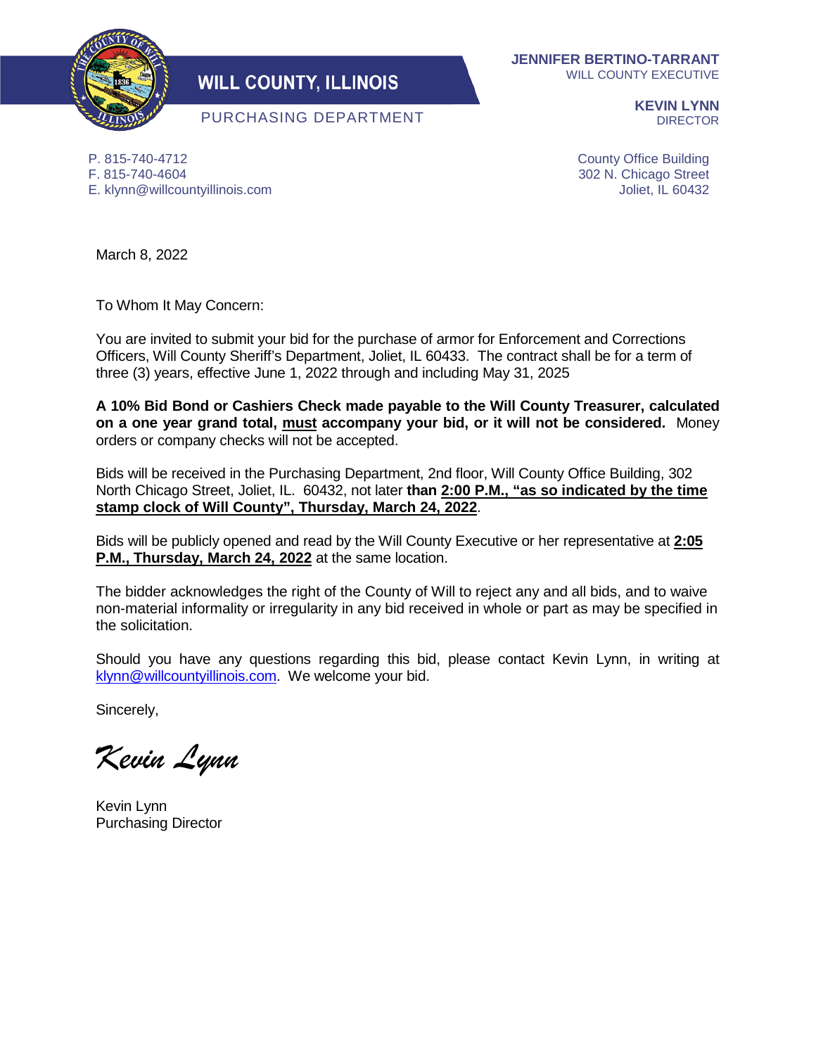# WILL COUNTY, ILLINOIS

PURCHASING DEPARTMENT

**JENNIFER BERTINO-TARRANT**
WILL COUNTY EXECUTIVE

**KEVIN LYNN**
DIRECTOR

P. 815-740-4712
F. 815-740-4604
E. klynn@willcountyillinois.com

County Office Building
302 N. Chicago Street
Joliet, IL 60432

March 8, 2022

To Whom It May Concern:

You are invited to submit your bid for the purchase of armor for Enforcement and Corrections Officers, Will County Sheriff's Department, Joliet, IL 60433. The contract shall be for a term of three (3) years, effective June 1, 2022 through and including May 31, 2025

**A 10% Bid Bond or Cashiers Check made payable to the Will County Treasurer, calculated on a one year grand total, <u>must</u> accompany your bid, or it will not be considered.** Money orders or company checks will not be accepted.

Bids will be received in the Purchasing Department, 2nd floor, Will County Office Building, 302 North Chicago Street, Joliet, IL. 60432, not later **than <u>2:00 P.M., "as so indicated by the time stamp clock of Will County", Thursday, March 24, 2022</u>**.

Bids will be publicly opened and read by the Will County Executive or her representative at **<u>2:05 P.M., Thursday, March 24, 2022</u>** at the same location.

The bidder acknowledges the right of the County of Will to reject any and all bids, and to waive non-material informality or irregularity in any bid received in whole or part as may be specified in the solicitation.

Should you have any questions regarding this bid, please contact Kevin Lynn, in writing at klynn@willcountyillinois.com. We welcome your bid.

Sincerely,

*Kevin Lynn*

Kevin Lynn
Purchasing Director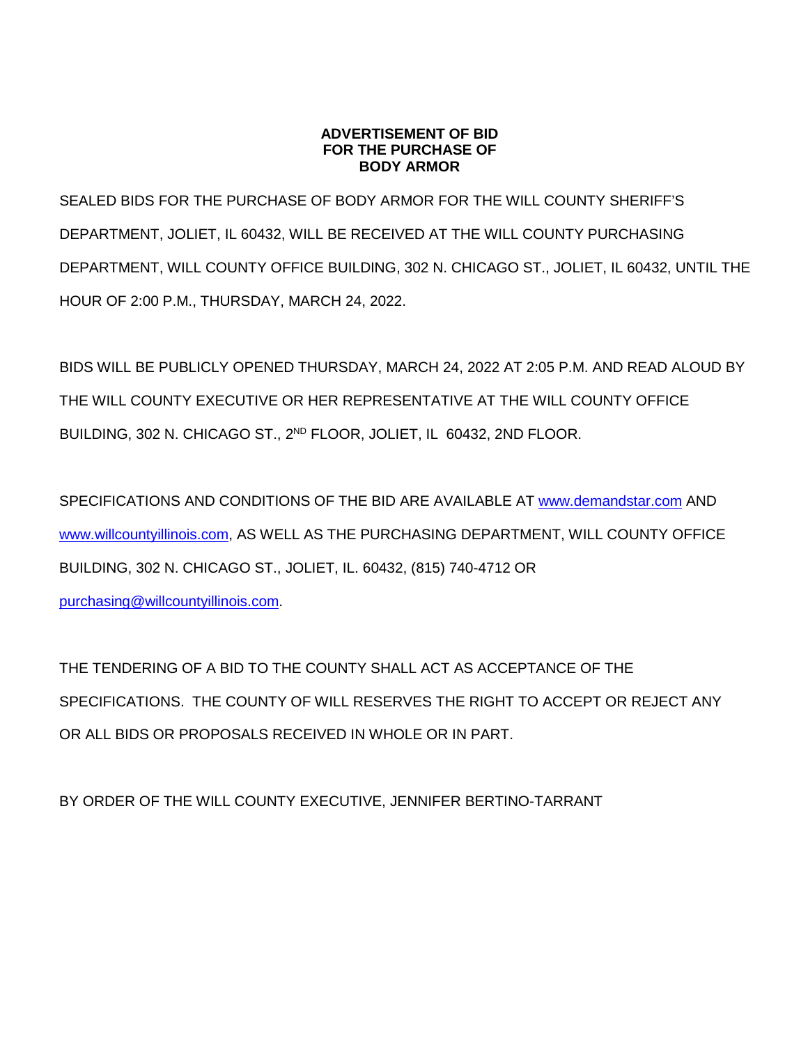**ADVERTISEMENT OF BID**
**FOR THE PURCHASE OF**
**BODY ARMOR**

SEALED BIDS FOR THE PURCHASE OF BODY ARMOR FOR THE WILL COUNTY SHERIFF'S DEPARTMENT, JOLIET, IL 60432, WILL BE RECEIVED AT THE WILL COUNTY PURCHASING DEPARTMENT, WILL COUNTY OFFICE BUILDING, 302 N. CHICAGO ST., JOLIET, IL 60432, UNTIL THE HOUR OF 2:00 P.M., THURSDAY, MARCH 24, 2022.

BIDS WILL BE PUBLICLY OPENED THURSDAY, MARCH 24, 2022 AT 2:05 P.M. AND READ ALOUD BY THE WILL COUNTY EXECUTIVE OR HER REPRESENTATIVE AT THE WILL COUNTY OFFICE BUILDING, 302 N. CHICAGO ST., 2ND FLOOR, JOLIET, IL 60432, 2ND FLOOR.

SPECIFICATIONS AND CONDITIONS OF THE BID ARE AVAILABLE AT www.demandstar.com AND www.willcountyillinois.com, AS WELL AS THE PURCHASING DEPARTMENT, WILL COUNTY OFFICE BUILDING, 302 N. CHICAGO ST., JOLIET, IL. 60432, (815) 740-4712 OR purchasing@willcountyillinois.com.

THE TENDERING OF A BID TO THE COUNTY SHALL ACT AS ACCEPTANCE OF THE SPECIFICATIONS. THE COUNTY OF WILL RESERVES THE RIGHT TO ACCEPT OR REJECT ANY OR ALL BIDS OR PROPOSALS RECEIVED IN WHOLE OR IN PART.

BY ORDER OF THE WILL COUNTY EXECUTIVE, JENNIFER BERTINO-TARRANT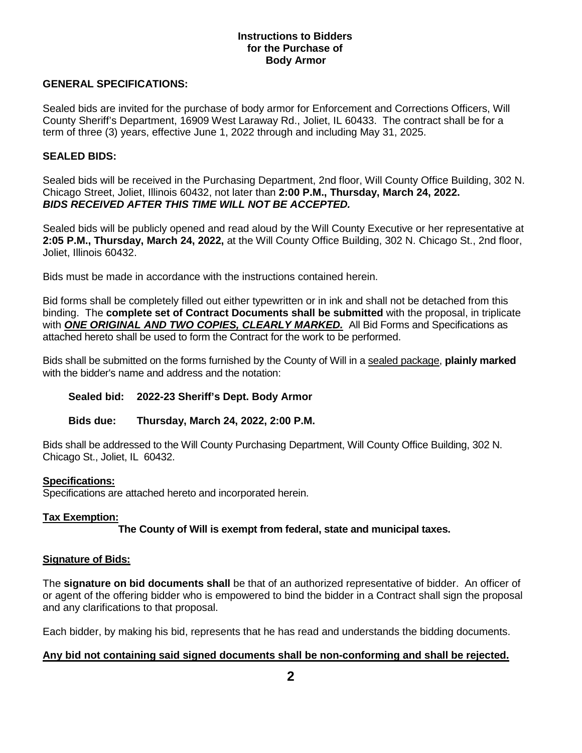**Instructions to Bidders**
**for the Purchase of**
**Body Armor**

## GENERAL SPECIFICATIONS:

Sealed bids are invited for the purchase of body armor for Enforcement and Corrections Officers, Will County Sheriff's Department, 16909 West Laraway Rd., Joliet, IL 60433. The contract shall be for a term of three (3) years, effective June 1, 2022 through and including May 31, 2025.

## SEALED BIDS:

Sealed bids will be received in the Purchasing Department, 2nd floor, Will County Office Building, 302 N. Chicago Street, Joliet, Illinois 60432, not later than **2:00 P.M., Thursday, March 24, 2022.**
***BIDS RECEIVED AFTER THIS TIME WILL NOT BE ACCEPTED.***

Sealed bids will be publicly opened and read aloud by the Will County Executive or her representative at **2:05 P.M., Thursday, March 24, 2022,** at the Will County Office Building, 302 N. Chicago St., 2nd floor, Joliet, Illinois 60432.

Bids must be made in accordance with the instructions contained herein.

Bid forms shall be completely filled out either typewritten or in ink and shall not be detached from this binding. The **complete set of Contract Documents shall be submitted** with the proposal, in triplicate with ***ONE ORIGINAL AND TWO COPIES, CLEARLY MARKED.*** All Bid Forms and Specifications as attached hereto shall be used to form the Contract for the work to be performed.

Bids shall be submitted on the forms furnished by the County of Will in a sealed package, **plainly marked** with the bidder's name and address and the notation:

**Sealed bid: 2022-23 Sheriff's Dept. Body Armor**

**Bids due: Thursday, March 24, 2022, 2:00 P.M.**

Bids shall be addressed to the Will County Purchasing Department, Will County Office Building, 302 N. Chicago St., Joliet, IL 60432.

**Specifications:**
Specifications are attached hereto and incorporated herein.

**Tax Exemption:**
**The County of Will is exempt from federal, state and municipal taxes.**

**Signature of Bids:**

The **signature on bid documents shall** be that of an authorized representative of bidder. An officer of or agent of the offering bidder who is empowered to bind the bidder in a Contract shall sign the proposal and any clarifications to that proposal.

Each bidder, by making his bid, represents that he has read and understands the bidding documents.

**Any bid not containing said signed documents shall be non-conforming and shall be rejected.**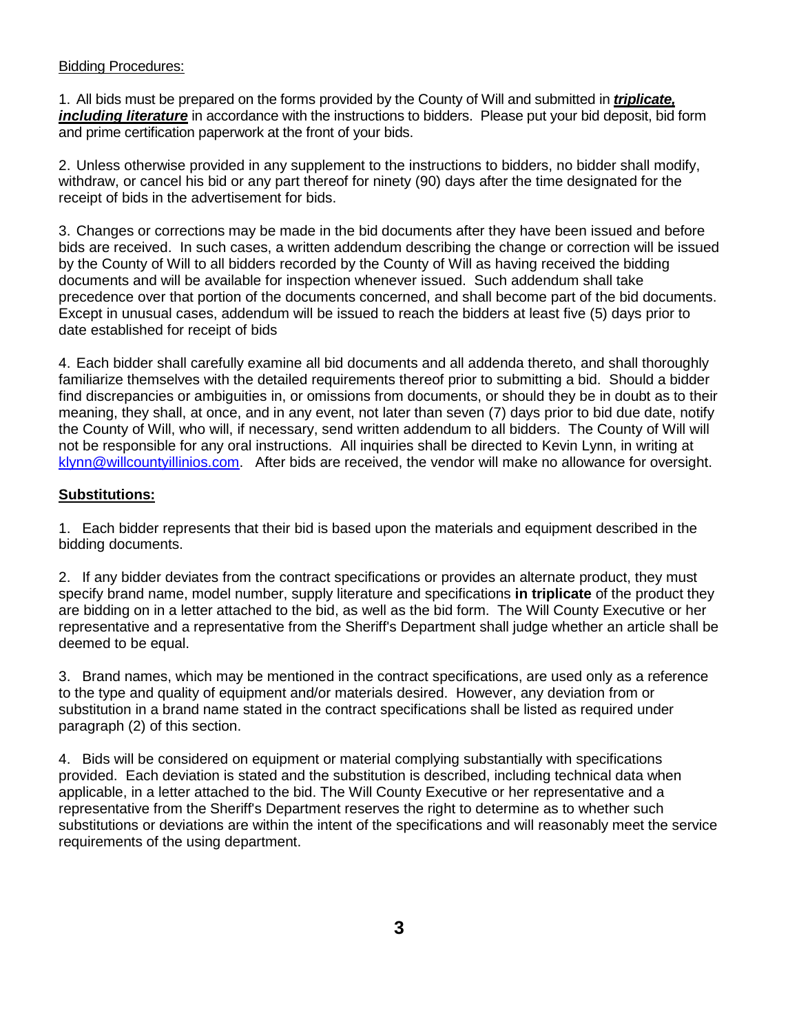Bidding Procedures:

1. All bids must be prepared on the forms provided by the County of Will and submitted in ***triplicate, including literature*** in accordance with the instructions to bidders. Please put your bid deposit, bid form and prime certification paperwork at the front of your bids.

2. Unless otherwise provided in any supplement to the instructions to bidders, no bidder shall modify, withdraw, or cancel his bid or any part thereof for ninety (90) days after the time designated for the receipt of bids in the advertisement for bids.

3. Changes or corrections may be made in the bid documents after they have been issued and before bids are received. In such cases, a written addendum describing the change or correction will be issued by the County of Will to all bidders recorded by the County of Will as having received the bidding documents and will be available for inspection whenever issued. Such addendum shall take precedence over that portion of the documents concerned, and shall become part of the bid documents. Except in unusual cases, addendum will be issued to reach the bidders at least five (5) days prior to date established for receipt of bids

4. Each bidder shall carefully examine all bid documents and all addenda thereto, and shall thoroughly familiarize themselves with the detailed requirements thereof prior to submitting a bid. Should a bidder find discrepancies or ambiguities in, or omissions from documents, or should they be in doubt as to their meaning, they shall, at once, and in any event, not later than seven (7) days prior to bid due date, notify the County of Will, who will, if necessary, send written addendum to all bidders. The County of Will will not be responsible for any oral instructions. All inquiries shall be directed to Kevin Lynn, in writing at klynn@willcountyillinios.com. After bids are received, the vendor will make no allowance for oversight.

**Substitutions:**

1. Each bidder represents that their bid is based upon the materials and equipment described in the bidding documents.

2. If any bidder deviates from the contract specifications or provides an alternate product, they must specify brand name, model number, supply literature and specifications **in triplicate** of the product they are bidding on in a letter attached to the bid, as well as the bid form. The Will County Executive or her representative and a representative from the Sheriff's Department shall judge whether an article shall be deemed to be equal.

3. Brand names, which may be mentioned in the contract specifications, are used only as a reference to the type and quality of equipment and/or materials desired. However, any deviation from or substitution in a brand name stated in the contract specifications shall be listed as required under paragraph (2) of this section.

4. Bids will be considered on equipment or material complying substantially with specifications provided. Each deviation is stated and the substitution is described, including technical data when applicable, in a letter attached to the bid. The Will County Executive or her representative and a representative from the Sheriff's Department reserves the right to determine as to whether such substitutions or deviations are within the intent of the specifications and will reasonably meet the service requirements of the using department.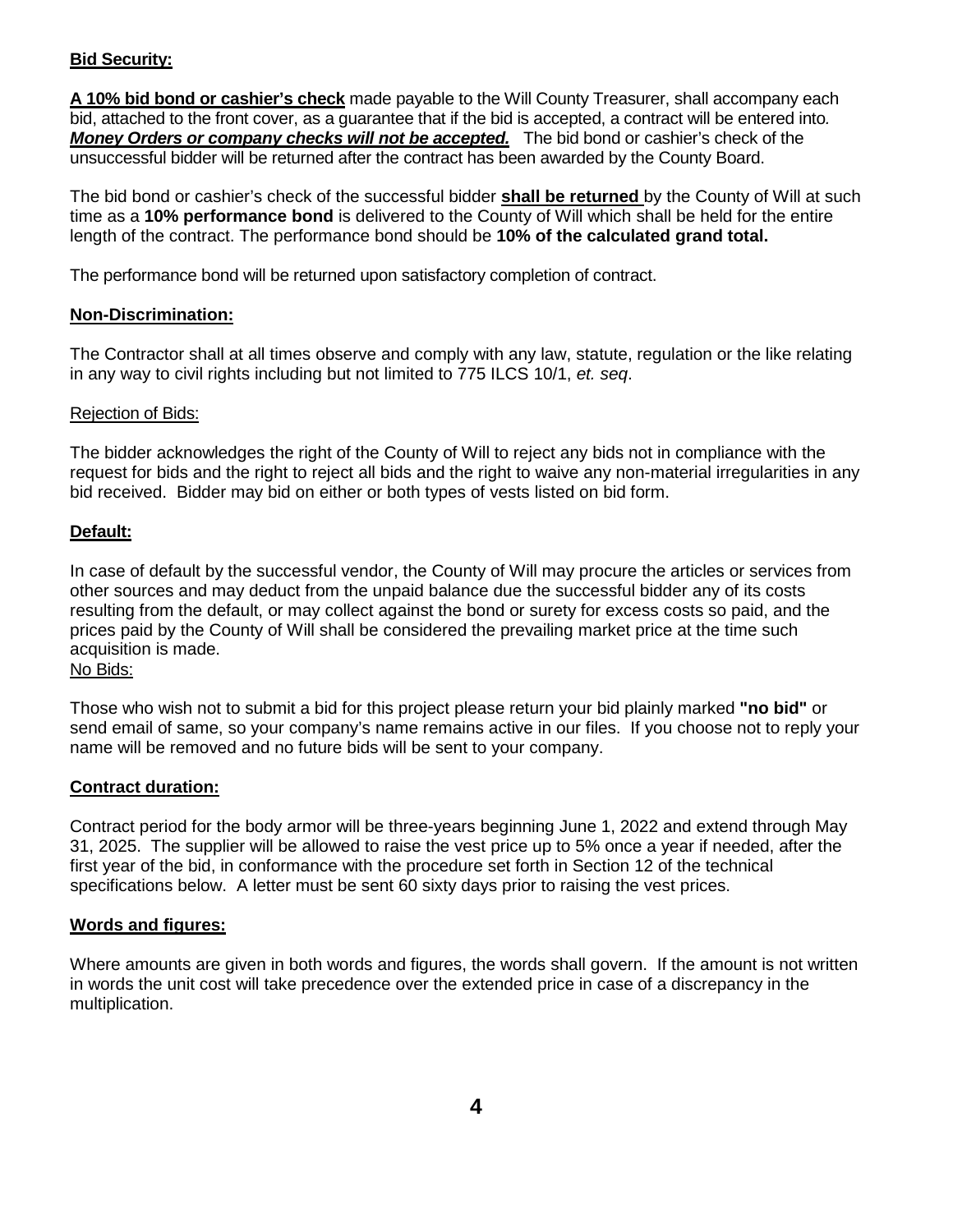**Bid Security:**

**A 10% bid bond or cashier's check** made payable to the Will County Treasurer, shall accompany each bid, attached to the front cover, as a guarantee that if the bid is accepted, a contract will be entered into. ***Money Orders or company checks will not be accepted.*** The bid bond or cashier's check of the unsuccessful bidder will be returned after the contract has been awarded by the County Board.

The bid bond or cashier's check of the successful bidder **shall be returned** by the County of Will at such time as a **10% performance bond** is delivered to the County of Will which shall be held for the entire length of the contract. The performance bond should be **10% of the calculated grand total.**

The performance bond will be returned upon satisfactory completion of contract.

**Non-Discrimination:**

The Contractor shall at all times observe and comply with any law, statute, regulation or the like relating in any way to civil rights including but not limited to 775 ILCS 10/1, *et. seq*.

Rejection of Bids:

The bidder acknowledges the right of the County of Will to reject any bids not in compliance with the request for bids and the right to reject all bids and the right to waive any non-material irregularities in any bid received. Bidder may bid on either or both types of vests listed on bid form.

**Default:**

In case of default by the successful vendor, the County of Will may procure the articles or services from other sources and may deduct from the unpaid balance due the successful bidder any of its costs resulting from the default, or may collect against the bond or surety for excess costs so paid, and the prices paid by the County of Will shall be considered the prevailing market price at the time such acquisition is made.

No Bids:

Those who wish not to submit a bid for this project please return your bid plainly marked **"no bid"** or send email of same, so your company's name remains active in our files. If you choose not to reply your name will be removed and no future bids will be sent to your company.

**Contract duration:**

Contract period for the body armor will be three-years beginning June 1, 2022 and extend through May 31, 2025. The supplier will be allowed to raise the vest price up to 5% once a year if needed, after the first year of the bid, in conformance with the procedure set forth in Section 12 of the technical specifications below. A letter must be sent 60 sixty days prior to raising the vest prices.

**Words and figures:**

Where amounts are given in both words and figures, the words shall govern. If the amount is not written in words the unit cost will take precedence over the extended price in case of a discrepancy in the multiplication.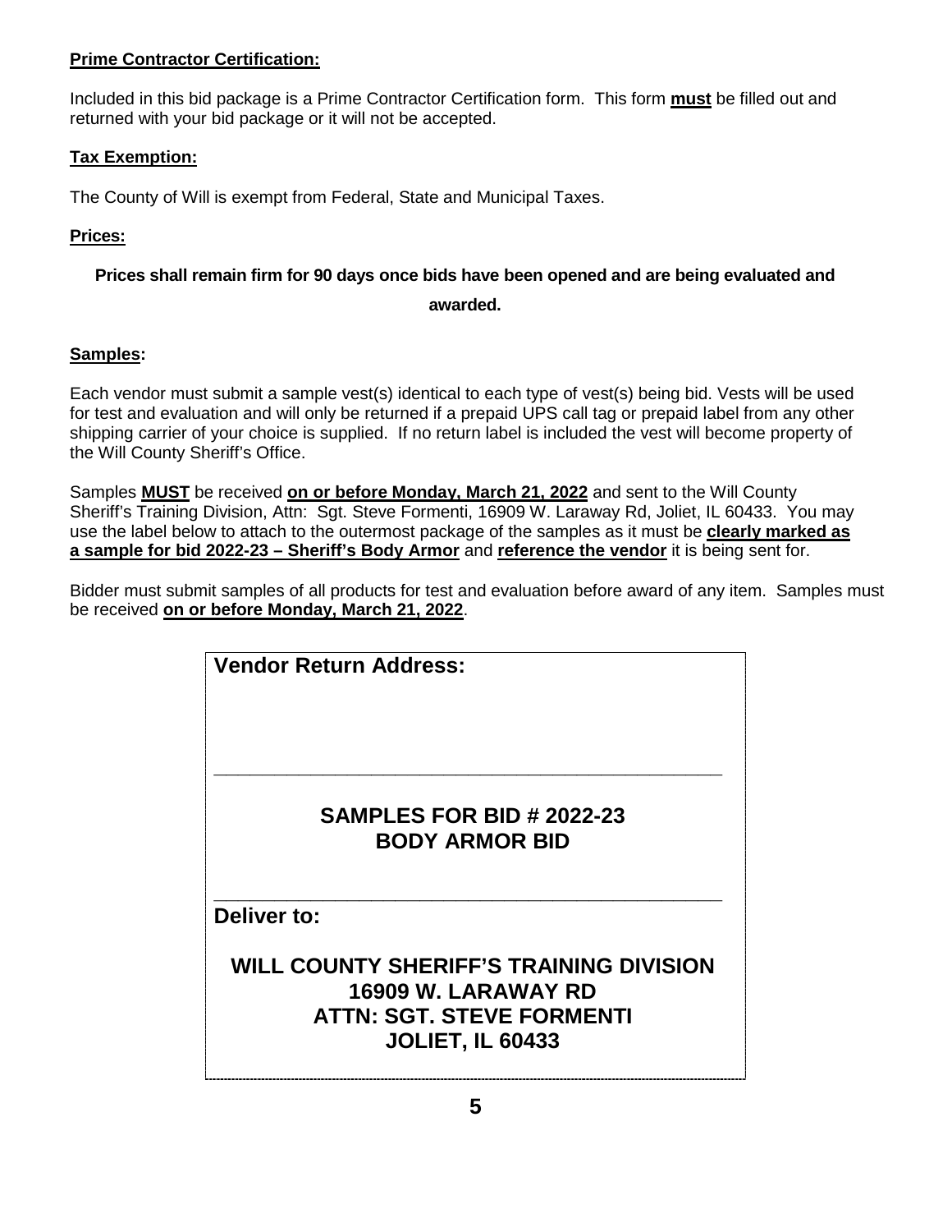**Prime Contractor Certification:**

Included in this bid package is a Prime Contractor Certification form. This form **must** be filled out and returned with your bid package or it will not be accepted.

**Tax Exemption:**

The County of Will is exempt from Federal, State and Municipal Taxes.

**Prices:**

**Prices shall remain firm for 90 days once bids have been opened and are being evaluated and awarded.**

**Samples:**

Each vendor must submit a sample vest(s) identical to each type of vest(s) being bid. Vests will be used for test and evaluation and will only be returned if a prepaid UPS call tag or prepaid label from any other shipping carrier of your choice is supplied. If no return label is included the vest will become property of the Will County Sheriff's Office.

Samples **MUST** be received **on or before Monday, March 21, 2022** and sent to the Will County Sheriff's Training Division, Attn: Sgt. Steve Formenti, 16909 W. Laraway Rd, Joliet, IL 60433. You may use the label below to attach to the outermost package of the samples as it must be **clearly marked as a sample for bid 2022-23 – Sheriff's Body Armor** and **reference the vendor** it is being sent for.

Bidder must submit samples of all products for test and evaluation before award of any item. Samples must be received **on or before Monday, March 21, 2022**.

---

**Vendor Return Address:**

\_\_\_\_\_\_\_\_\_\_\_\_\_\_\_\_\_\_\_\_\_\_\_\_\_\_\_\_\_\_\_\_\_\_\_\_\_\_\_\_\_\_\_\_\_\_

**SAMPLES FOR BID # 2022-23**
**BODY ARMOR BID**

\_\_\_\_\_\_\_\_\_\_\_\_\_\_\_\_\_\_\_\_\_\_\_\_\_\_\_\_\_\_\_\_\_\_\_\_\_\_\_\_\_\_\_\_\_\_

**Deliver to:**

**WILL COUNTY SHERIFF'S TRAINING DIVISION**
**16909 W. LARAWAY RD**
**ATTN: SGT. STEVE FORMENTI**
**JOLIET, IL 60433**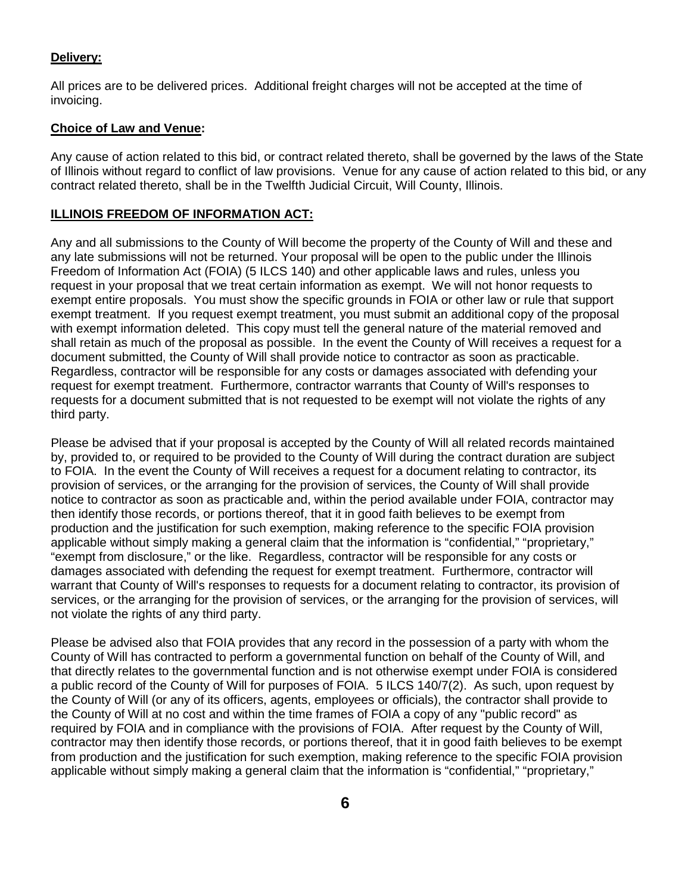**Delivery:**

All prices are to be delivered prices. Additional freight charges will not be accepted at the time of invoicing.

**Choice of Law and Venue:**

Any cause of action related to this bid, or contract related thereto, shall be governed by the laws of the State of Illinois without regard to conflict of law provisions. Venue for any cause of action related to this bid, or any contract related thereto, shall be in the Twelfth Judicial Circuit, Will County, Illinois.

**ILLINOIS FREEDOM OF INFORMATION ACT:**

Any and all submissions to the County of Will become the property of the County of Will and these and any late submissions will not be returned. Your proposal will be open to the public under the Illinois Freedom of Information Act (FOIA) (5 ILCS 140) and other applicable laws and rules, unless you request in your proposal that we treat certain information as exempt. We will not honor requests to exempt entire proposals. You must show the specific grounds in FOIA or other law or rule that support exempt treatment. If you request exempt treatment, you must submit an additional copy of the proposal with exempt information deleted. This copy must tell the general nature of the material removed and shall retain as much of the proposal as possible. In the event the County of Will receives a request for a document submitted, the County of Will shall provide notice to contractor as soon as practicable. Regardless, contractor will be responsible for any costs or damages associated with defending your request for exempt treatment. Furthermore, contractor warrants that County of Will's responses to requests for a document submitted that is not requested to be exempt will not violate the rights of any third party.

Please be advised that if your proposal is accepted by the County of Will all related records maintained by, provided to, or required to be provided to the County of Will during the contract duration are subject to FOIA. In the event the County of Will receives a request for a document relating to contractor, its provision of services, or the arranging for the provision of services, the County of Will shall provide notice to contractor as soon as practicable and, within the period available under FOIA, contractor may then identify those records, or portions thereof, that it in good faith believes to be exempt from production and the justification for such exemption, making reference to the specific FOIA provision applicable without simply making a general claim that the information is "confidential," "proprietary," "exempt from disclosure," or the like. Regardless, contractor will be responsible for any costs or damages associated with defending the request for exempt treatment. Furthermore, contractor will warrant that County of Will's responses to requests for a document relating to contractor, its provision of services, or the arranging for the provision of services, or the arranging for the provision of services, will not violate the rights of any third party.

Please be advised also that FOIA provides that any record in the possession of a party with whom the County of Will has contracted to perform a governmental function on behalf of the County of Will, and that directly relates to the governmental function and is not otherwise exempt under FOIA is considered a public record of the County of Will for purposes of FOIA. 5 ILCS 140/7(2). As such, upon request by the County of Will (or any of its officers, agents, employees or officials), the contractor shall provide to the County of Will at no cost and within the time frames of FOIA a copy of any "public record" as required by FOIA and in compliance with the provisions of FOIA. After request by the County of Will, contractor may then identify those records, or portions thereof, that it in good faith believes to be exempt from production and the justification for such exemption, making reference to the specific FOIA provision applicable without simply making a general claim that the information is "confidential," "proprietary,"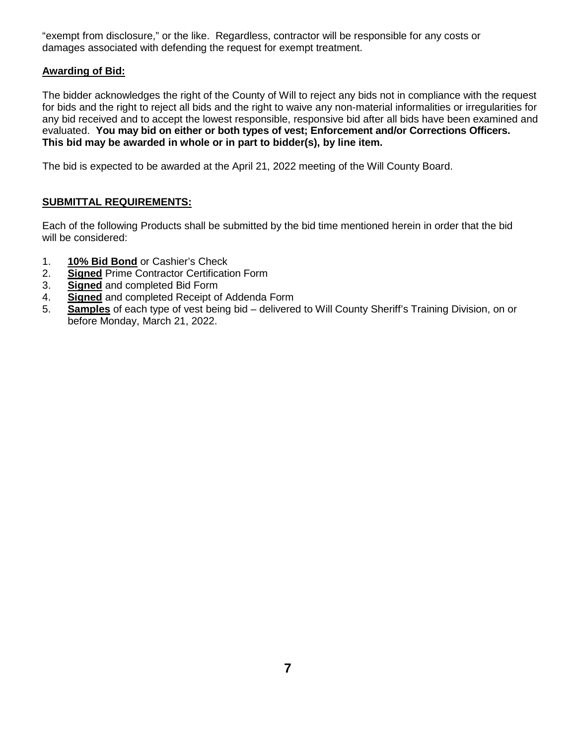"exempt from disclosure," or the like. Regardless, contractor will be responsible for any costs or damages associated with defending the request for exempt treatment.

**Awarding of Bid:**

The bidder acknowledges the right of the County of Will to reject any bids not in compliance with the request for bids and the right to reject all bids and the right to waive any non-material informalities or irregularities for any bid received and to accept the lowest responsible, responsive bid after all bids have been examined and evaluated. **You may bid on either or both types of vest; Enforcement and/or Corrections Officers. This bid may be awarded in whole or in part to bidder(s), by line item.**

The bid is expected to be awarded at the April 21, 2022 meeting of the Will County Board.

**SUBMITTAL REQUIREMENTS:**

Each of the following Products shall be submitted by the bid time mentioned herein in order that the bid will be considered:

1. **10% Bid Bond** or Cashier's Check
2. **Signed** Prime Contractor Certification Form
3. **Signed** and completed Bid Form
4. **Signed** and completed Receipt of Addenda Form
5. **Samples** of each type of vest being bid – delivered to Will County Sheriff's Training Division, on or before Monday, March 21, 2022.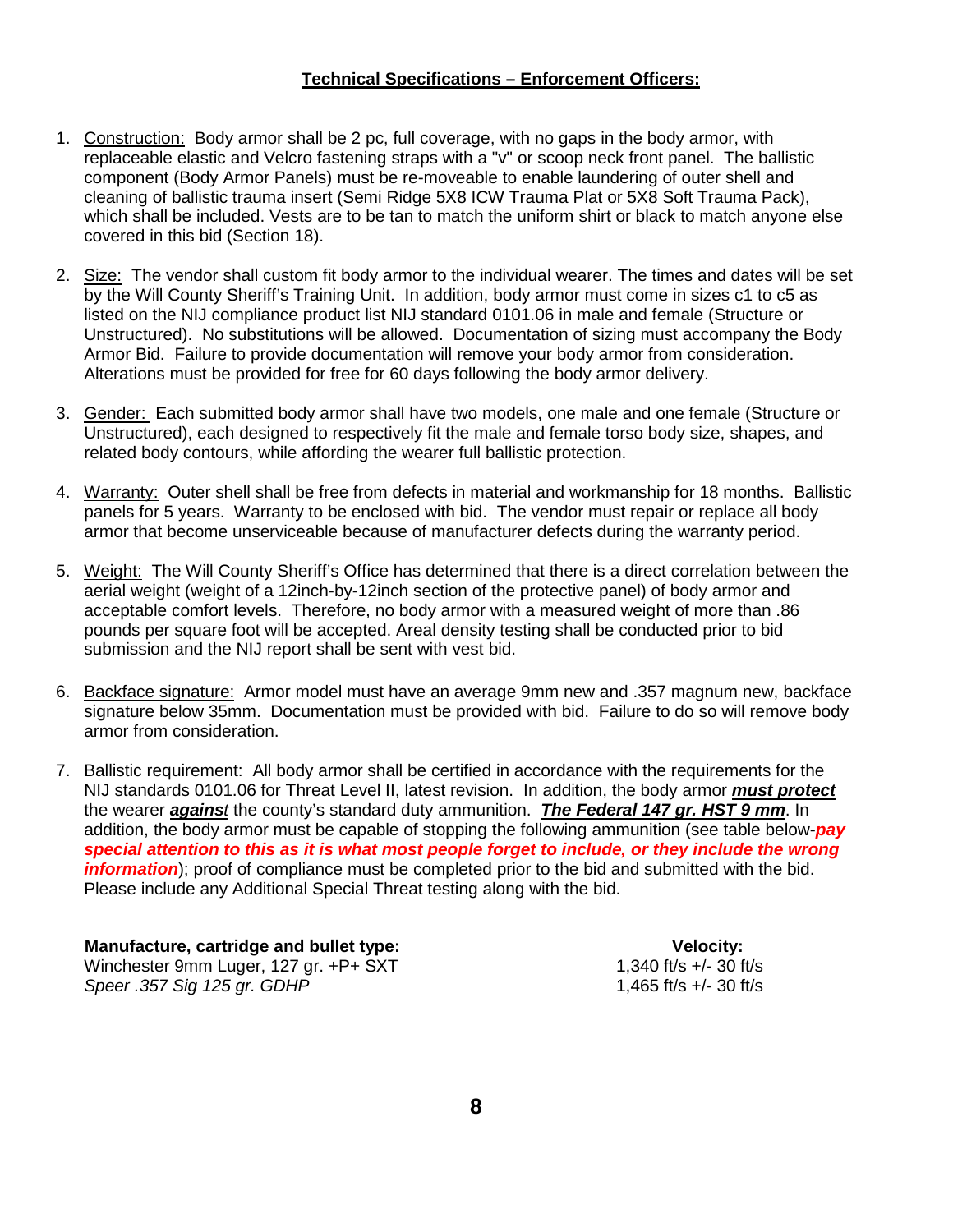## Technical Specifications – Enforcement Officers:

1. Construction: Body armor shall be 2 pc, full coverage, with no gaps in the body armor, with replaceable elastic and Velcro fastening straps with a "v" or scoop neck front panel. The ballistic component (Body Armor Panels) must be re-moveable to enable laundering of outer shell and cleaning of ballistic trauma insert (Semi Ridge 5X8 ICW Trauma Plat or 5X8 Soft Trauma Pack), which shall be included. Vests are to be tan to match the uniform shirt or black to match anyone else covered in this bid (Section 18).

2. Size: The vendor shall custom fit body armor to the individual wearer. The times and dates will be set by the Will County Sheriff's Training Unit. In addition, body armor must come in sizes c1 to c5 as listed on the NIJ compliance product list NIJ standard 0101.06 in male and female (Structure or Unstructured). No substitutions will be allowed. Documentation of sizing must accompany the Body Armor Bid. Failure to provide documentation will remove your body armor from consideration. Alterations must be provided for free for 60 days following the body armor delivery.

3. Gender: Each submitted body armor shall have two models, one male and one female (Structure or Unstructured), each designed to respectively fit the male and female torso body size, shapes, and related body contours, while affording the wearer full ballistic protection.

4. Warranty: Outer shell shall be free from defects in material and workmanship for 18 months. Ballistic panels for 5 years. Warranty to be enclosed with bid. The vendor must repair or replace all body armor that become unserviceable because of manufacturer defects during the warranty period.

5. Weight: The Will County Sheriff's Office has determined that there is a direct correlation between the aerial weight (weight of a 12inch-by-12inch section of the protective panel) of body armor and acceptable comfort levels. Therefore, no body armor with a measured weight of more than .86 pounds per square foot will be accepted. Areal density testing shall be conducted prior to bid submission and the NIJ report shall be sent with vest bid.

6. Backface signature: Armor model must have an average 9mm new and .357 magnum new, backface signature below 35mm. Documentation must be provided with bid. Failure to do so will remove body armor from consideration.

7. Ballistic requirement: All body armor shall be certified in accordance with the requirements for the NIJ standards 0101.06 for Threat Level II, latest revision. In addition, the body armor ***must protect*** the wearer ***against*** the county's standard duty ammunition. ***The Federal 147 gr. HST 9 mm***. In addition, the body armor must be capable of stopping the following ammunition (see table below-***pay special attention to this as it is what most people forget to include, or they include the wrong information***); proof of compliance must be completed prior to the bid and submitted with the bid. Please include any Additional Special Threat testing along with the bid.

| Manufacture, cartridge and bullet type: | Velocity: |
|---|---|
| Winchester 9mm Luger, 127 gr. +P+ SXT | 1,340 ft/s +/- 30 ft/s |
| *Speer .357 Sig 125 gr. GDHP* | 1,465 ft/s +/- 30 ft/s |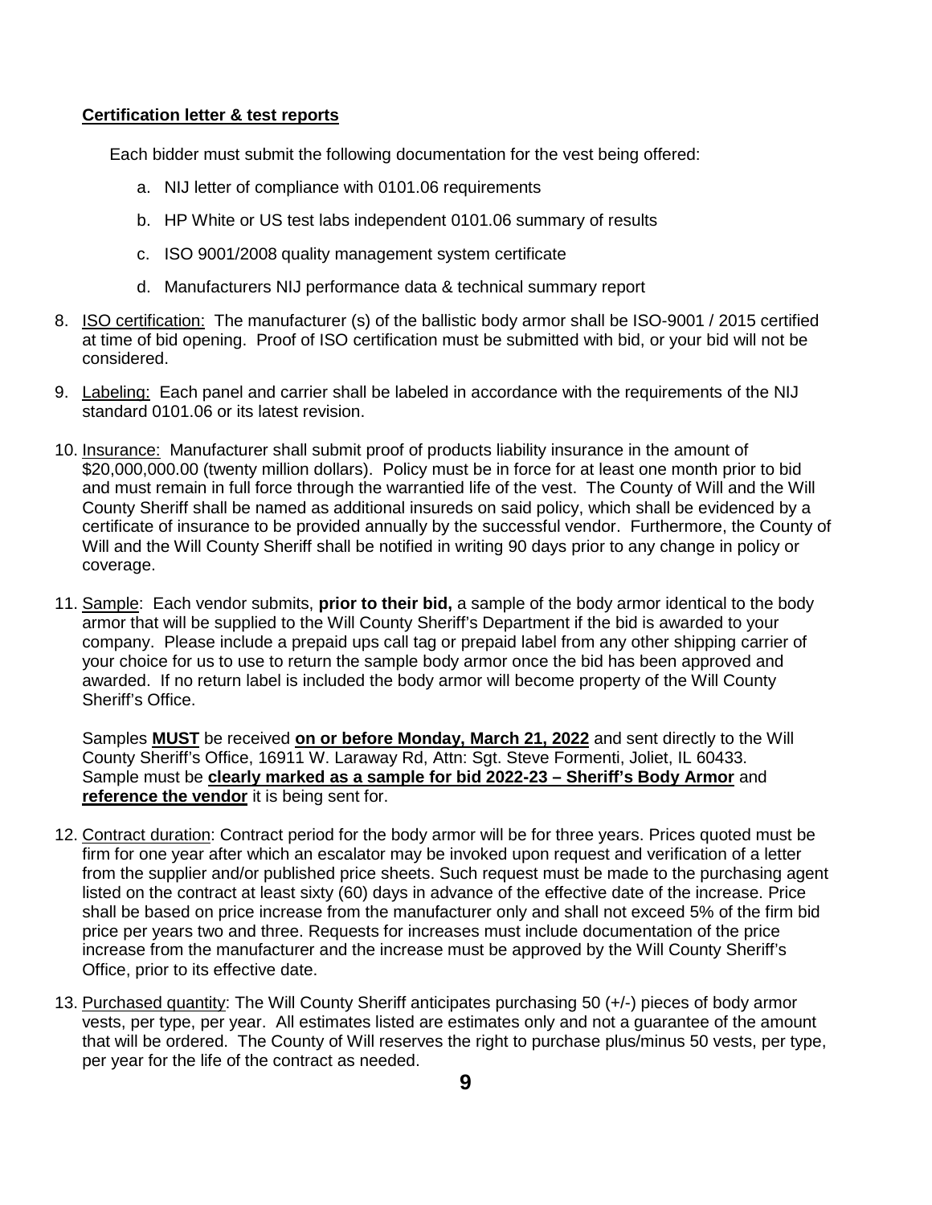**Certification letter & test reports**

Each bidder must submit the following documentation for the vest being offered:

a. NIJ letter of compliance with 0101.06 requirements

b. HP White or US test labs independent 0101.06 summary of results

c. ISO 9001/2008 quality management system certificate

d. Manufacturers NIJ performance data & technical summary report

8. ISO certification: The manufacturer (s) of the ballistic body armor shall be ISO-9001 / 2015 certified at time of bid opening. Proof of ISO certification must be submitted with bid, or your bid will not be considered.

9. Labeling: Each panel and carrier shall be labeled in accordance with the requirements of the NIJ standard 0101.06 or its latest revision.

10. Insurance: Manufacturer shall submit proof of products liability insurance in the amount of $20,000,000.00 (twenty million dollars). Policy must be in force for at least one month prior to bid and must remain in full force through the warrantied life of the vest. The County of Will and the Will County Sheriff shall be named as additional insureds on said policy, which shall be evidenced by a certificate of insurance to be provided annually by the successful vendor. Furthermore, the County of Will and the Will County Sheriff shall be notified in writing 90 days prior to any change in policy or coverage.

11. Sample: Each vendor submits, **prior to their bid,** a sample of the body armor identical to the body armor that will be supplied to the Will County Sheriff's Department if the bid is awarded to your company. Please include a prepaid ups call tag or prepaid label from any other shipping carrier of your choice for us to use to return the sample body armor once the bid has been approved and awarded. If no return label is included the body armor will become property of the Will County Sheriff's Office.

    Samples **MUST** be received **on or before Monday, March 21, 2022** and sent directly to the Will County Sheriff's Office, 16911 W. Laraway Rd, Attn: Sgt. Steve Formenti, Joliet, IL 60433. Sample must be **clearly marked as a sample for bid 2022-23 – Sheriff's Body Armor** and **reference the vendor** it is being sent for.

12. Contract duration: Contract period for the body armor will be for three years. Prices quoted must be firm for one year after which an escalator may be invoked upon request and verification of a letter from the supplier and/or published price sheets. Such request must be made to the purchasing agent listed on the contract at least sixty (60) days in advance of the effective date of the increase. Price shall be based on price increase from the manufacturer only and shall not exceed 5% of the firm bid price per years two and three. Requests for increases must include documentation of the price increase from the manufacturer and the increase must be approved by the Will County Sheriff's Office, prior to its effective date.

13. Purchased quantity: The Will County Sheriff anticipates purchasing 50 (+/-) pieces of body armor vests, per type, per year. All estimates listed are estimates only and not a guarantee of the amount that will be ordered. The County of Will reserves the right to purchase plus/minus 50 vests, per type, per year for the life of the contract as needed.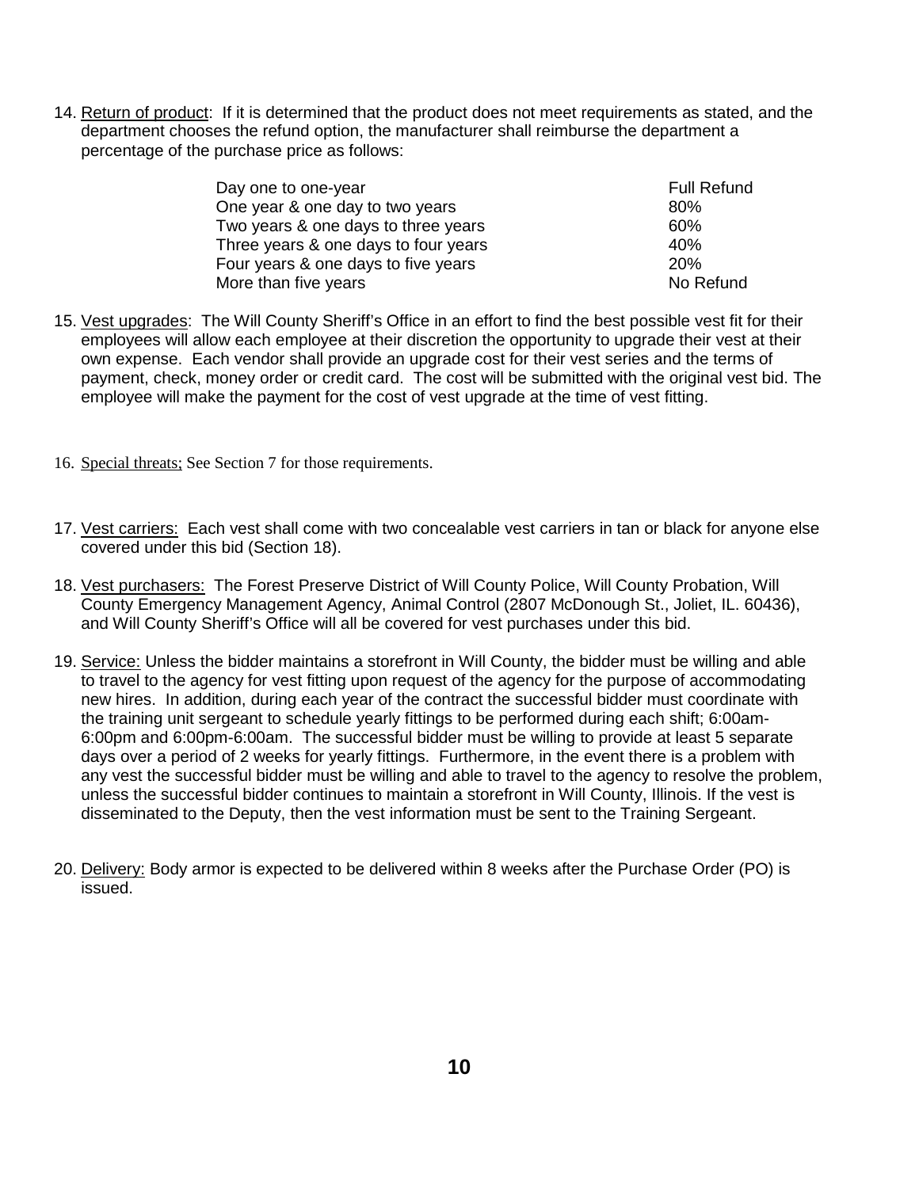14. Return of product: If it is determined that the product does not meet requirements as stated, and the department chooses the refund option, the manufacturer shall reimburse the department a percentage of the purchase price as follows:

| | |
|---|---|
| Day one to one-year | Full Refund |
| One year & one day to two years | 80% |
| Two years & one days to three years | 60% |
| Three years & one days to four years | 40% |
| Four years & one days to five years | 20% |
| More than five years | No Refund |

15. Vest upgrades: The Will County Sheriff's Office in an effort to find the best possible vest fit for their employees will allow each employee at their discretion the opportunity to upgrade their vest at their own expense. Each vendor shall provide an upgrade cost for their vest series and the terms of payment, check, money order or credit card. The cost will be submitted with the original vest bid. The employee will make the payment for the cost of vest upgrade at the time of vest fitting.

16. Special threats; See Section 7 for those requirements.

17. Vest carriers: Each vest shall come with two concealable vest carriers in tan or black for anyone else covered under this bid (Section 18).

18. Vest purchasers: The Forest Preserve District of Will County Police, Will County Probation, Will County Emergency Management Agency, Animal Control (2807 McDonough St., Joliet, IL. 60436), and Will County Sheriff's Office will all be covered for vest purchases under this bid.

19. Service: Unless the bidder maintains a storefront in Will County, the bidder must be willing and able to travel to the agency for vest fitting upon request of the agency for the purpose of accommodating new hires. In addition, during each year of the contract the successful bidder must coordinate with the training unit sergeant to schedule yearly fittings to be performed during each shift; 6:00am-6:00pm and 6:00pm-6:00am. The successful bidder must be willing to provide at least 5 separate days over a period of 2 weeks for yearly fittings. Furthermore, in the event there is a problem with any vest the successful bidder must be willing and able to travel to the agency to resolve the problem, unless the successful bidder continues to maintain a storefront in Will County, Illinois. If the vest is disseminated to the Deputy, then the vest information must be sent to the Training Sergeant.

20. Delivery: Body armor is expected to be delivered within 8 weeks after the Purchase Order (PO) is issued.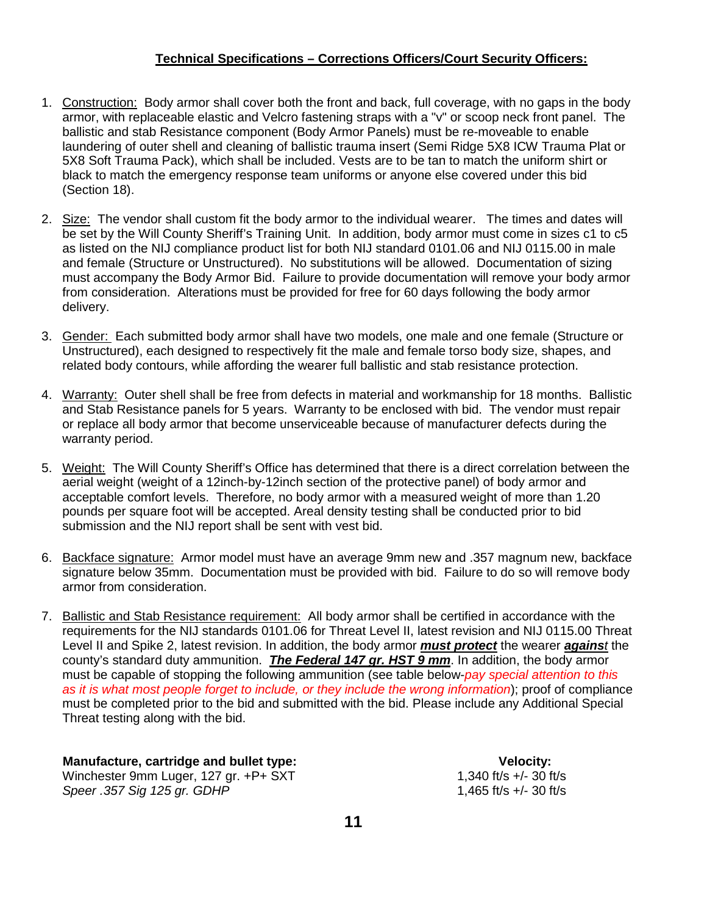**<u>Technical Specifications – Corrections Officers/Court Security Officers:</u>**

1. <u>Construction:</u> Body armor shall cover both the front and back, full coverage, with no gaps in the body armor, with replaceable elastic and Velcro fastening straps with a "v" or scoop neck front panel. The ballistic and stab Resistance component (Body Armor Panels) must be re-moveable to enable laundering of outer shell and cleaning of ballistic trauma insert (Semi Ridge 5X8 ICW Trauma Plat or 5X8 Soft Trauma Pack), which shall be included. Vests are to be tan to match the uniform shirt or black to match the emergency response team uniforms or anyone else covered under this bid (Section 18).

2. <u>Size:</u> The vendor shall custom fit the body armor to the individual wearer. The times and dates will be set by the Will County Sheriff's Training Unit. In addition, body armor must come in sizes c1 to c5 as listed on the NIJ compliance product list for both NIJ standard 0101.06 and NIJ 0115.00 in male and female (Structure or Unstructured). No substitutions will be allowed. Documentation of sizing must accompany the Body Armor Bid. Failure to provide documentation will remove your body armor from consideration. Alterations must be provided for free for 60 days following the body armor delivery.

3. <u>Gender:</u> Each submitted body armor shall have two models, one male and one female (Structure or Unstructured), each designed to respectively fit the male and female torso body size, shapes, and related body contours, while affording the wearer full ballistic and stab resistance protection.

4. <u>Warranty:</u> Outer shell shall be free from defects in material and workmanship for 18 months. Ballistic and Stab Resistance panels for 5 years. Warranty to be enclosed with bid. The vendor must repair or replace all body armor that become unserviceable because of manufacturer defects during the warranty period.

5. <u>Weight:</u> The Will County Sheriff's Office has determined that there is a direct correlation between the aerial weight (weight of a 12inch-by-12inch section of the protective panel) of body armor and acceptable comfort levels. Therefore, no body armor with a measured weight of more than 1.20 pounds per square foot will be accepted. Areal density testing shall be conducted prior to bid submission and the NIJ report shall be sent with vest bid.

6. <u>Backface signature:</u> Armor model must have an average 9mm new and .357 magnum new, backface signature below 35mm. Documentation must be provided with bid. Failure to do so will remove body armor from consideration.

7. <u>Ballistic and Stab Resistance requirement:</u> All body armor shall be certified in accordance with the requirements for the NIJ standards 0101.06 for Threat Level II, latest revision and NIJ 0115.00 Threat Level II and Spike 2, latest revision. In addition, the body armor ***<u>must protect</u>*** the wearer ***<u>against</u>*** the county's standard duty ammunition. ***<u>The Federal 147 gr. HST 9 mm</u>***. In addition, the body armor must be capable of stopping the following ammunition (see table below-*pay special attention to this as it is what most people forget to include, or they include the wrong information*); proof of compliance must be completed prior to the bid and submitted with the bid. Please include any Additional Special Threat testing along with the bid.

| **Manufacture, cartridge and bullet type:** | **Velocity:** |
|---|---|
| Winchester 9mm Luger, 127 gr. +P+ SXT | 1,340 ft/s +/- 30 ft/s |
| *Speer .357 Sig 125 gr. GDHP* | 1,465 ft/s +/- 30 ft/s |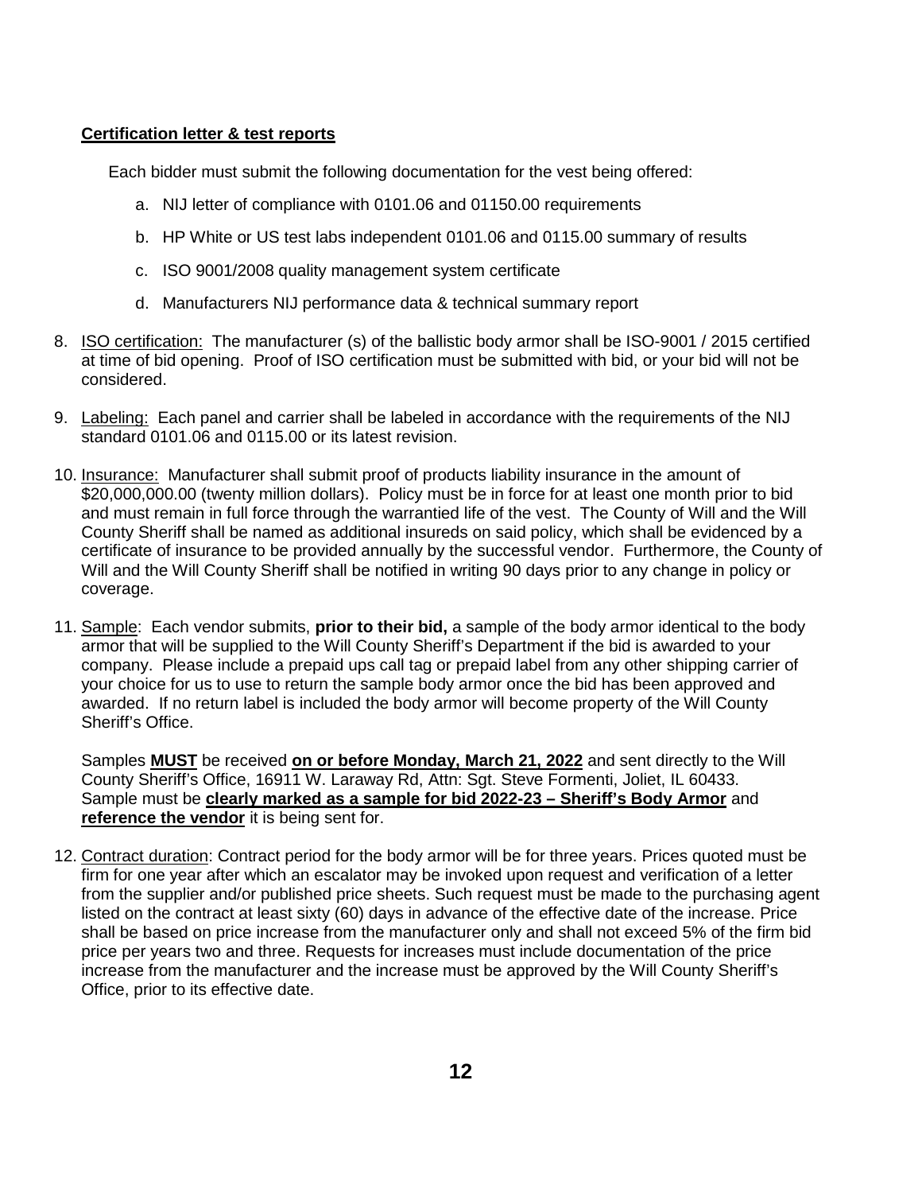**Certification letter & test reports**

Each bidder must submit the following documentation for the vest being offered:

a. NIJ letter of compliance with 0101.06 and 01150.00 requirements

b. HP White or US test labs independent 0101.06 and 0115.00 summary of results

c. ISO 9001/2008 quality management system certificate

d. Manufacturers NIJ performance data & technical summary report

8. ISO certification: The manufacturer (s) of the ballistic body armor shall be ISO-9001 / 2015 certified at time of bid opening. Proof of ISO certification must be submitted with bid, or your bid will not be considered.

9. Labeling: Each panel and carrier shall be labeled in accordance with the requirements of the NIJ standard 0101.06 and 0115.00 or its latest revision.

10. Insurance: Manufacturer shall submit proof of products liability insurance in the amount of $20,000,000.00 (twenty million dollars). Policy must be in force for at least one month prior to bid and must remain in full force through the warrantied life of the vest. The County of Will and the Will County Sheriff shall be named as additional insureds on said policy, which shall be evidenced by a certificate of insurance to be provided annually by the successful vendor. Furthermore, the County of Will and the Will County Sheriff shall be notified in writing 90 days prior to any change in policy or coverage.

11. Sample: Each vendor submits, **prior to their bid,** a sample of the body armor identical to the body armor that will be supplied to the Will County Sheriff's Department if the bid is awarded to your company. Please include a prepaid ups call tag or prepaid label from any other shipping carrier of your choice for us to use to return the sample body armor once the bid has been approved and awarded. If no return label is included the body armor will become property of the Will County Sheriff's Office.

    Samples **MUST** be received **on or before Monday, March 21, 2022** and sent directly to the Will County Sheriff's Office, 16911 W. Laraway Rd, Attn: Sgt. Steve Formenti, Joliet, IL 60433. Sample must be **clearly marked as a sample for bid 2022-23 – Sheriff's Body Armor** and **reference the vendor** it is being sent for.

12. Contract duration: Contract period for the body armor will be for three years. Prices quoted must be firm for one year after which an escalator may be invoked upon request and verification of a letter from the supplier and/or published price sheets. Such request must be made to the purchasing agent listed on the contract at least sixty (60) days in advance of the effective date of the increase. Price shall be based on price increase from the manufacturer only and shall not exceed 5% of the firm bid price per years two and three. Requests for increases must include documentation of the price increase from the manufacturer and the increase must be approved by the Will County Sheriff's Office, prior to its effective date.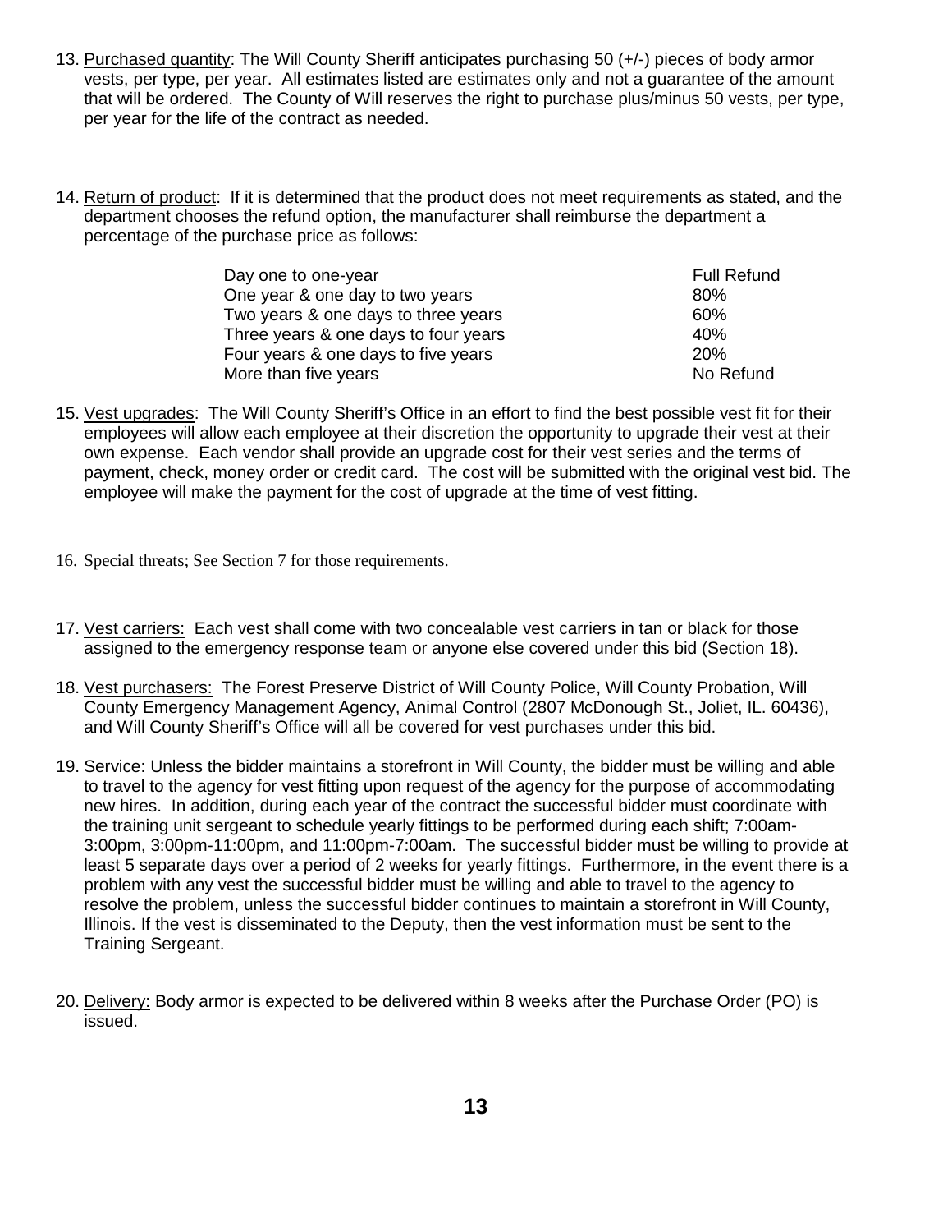13. Purchased quantity: The Will County Sheriff anticipates purchasing 50 (+/-) pieces of body armor vests, per type, per year. All estimates listed are estimates only and not a guarantee of the amount that will be ordered. The County of Will reserves the right to purchase plus/minus 50 vests, per type, per year for the life of the contract as needed.

14. Return of product: If it is determined that the product does not meet requirements as stated, and the department chooses the refund option, the manufacturer shall reimburse the department a percentage of the purchase price as follows:

| | |
|---|---|
| Day one to one-year | Full Refund |
| One year & one day to two years | 80% |
| Two years & one days to three years | 60% |
| Three years & one days to four years | 40% |
| Four years & one days to five years | 20% |
| More than five years | No Refund |

15. Vest upgrades: The Will County Sheriff's Office in an effort to find the best possible vest fit for their employees will allow each employee at their discretion the opportunity to upgrade their vest at their own expense. Each vendor shall provide an upgrade cost for their vest series and the terms of payment, check, money order or credit card. The cost will be submitted with the original vest bid. The employee will make the payment for the cost of upgrade at the time of vest fitting.

16. Special threats; See Section 7 for those requirements.

17. Vest carriers: Each vest shall come with two concealable vest carriers in tan or black for those assigned to the emergency response team or anyone else covered under this bid (Section 18).

18. Vest purchasers: The Forest Preserve District of Will County Police, Will County Probation, Will County Emergency Management Agency, Animal Control (2807 McDonough St., Joliet, IL. 60436), and Will County Sheriff's Office will all be covered for vest purchases under this bid.

19. Service: Unless the bidder maintains a storefront in Will County, the bidder must be willing and able to travel to the agency for vest fitting upon request of the agency for the purpose of accommodating new hires. In addition, during each year of the contract the successful bidder must coordinate with the training unit sergeant to schedule yearly fittings to be performed during each shift; 7:00am-3:00pm, 3:00pm-11:00pm, and 11:00pm-7:00am. The successful bidder must be willing to provide at least 5 separate days over a period of 2 weeks for yearly fittings. Furthermore, in the event there is a problem with any vest the successful bidder must be willing and able to travel to the agency to resolve the problem, unless the successful bidder continues to maintain a storefront in Will County, Illinois. If the vest is disseminated to the Deputy, then the vest information must be sent to the Training Sergeant.

20. Delivery: Body armor is expected to be delivered within 8 weeks after the Purchase Order (PO) is issued.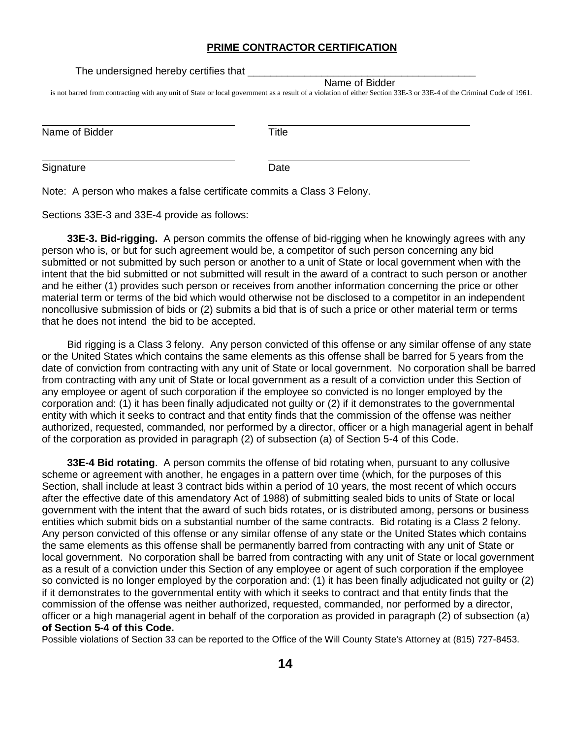**PRIME CONTRACTOR CERTIFICATION**

The undersigned hereby certifies that ________________________________________
Name of Bidder

is not barred from contracting with any unit of State or local government as a result of a violation of either Section 33E-3 or 33E-4 of the Criminal Code of 1961.

| ______________________________ | ______________________________ |
|---|---|
| Name of Bidder | Title |
| ______________________________ | ______________________________ |
| Signature | Date |

Note: A person who makes a false certificate commits a Class 3 Felony.

Sections 33E-3 and 33E-4 provide as follows:

**33E-3. Bid-rigging.** A person commits the offense of bid-rigging when he knowingly agrees with any person who is, or but for such agreement would be, a competitor of such person concerning any bid submitted or not submitted by such person or another to a unit of State or local government when with the intent that the bid submitted or not submitted will result in the award of a contract to such person or another and he either (1) provides such person or receives from another information concerning the price or other material term or terms of the bid which would otherwise not be disclosed to a competitor in an independent noncollusive submission of bids or (2) submits a bid that is of such a price or other material term or terms that he does not intend the bid to be accepted.

Bid rigging is a Class 3 felony. Any person convicted of this offense or any similar offense of any state or the United States which contains the same elements as this offense shall be barred for 5 years from the date of conviction from contracting with any unit of State or local government. No corporation shall be barred from contracting with any unit of State or local government as a result of a conviction under this Section of any employee or agent of such corporation if the employee so convicted is no longer employed by the corporation and: (1) it has been finally adjudicated not guilty or (2) if it demonstrates to the governmental entity with which it seeks to contract and that entity finds that the commission of the offense was neither authorized, requested, commanded, nor performed by a director, officer or a high managerial agent in behalf of the corporation as provided in paragraph (2) of subsection (a) of Section 5-4 of this Code.

**33E-4 Bid rotating**. A person commits the offense of bid rotating when, pursuant to any collusive scheme or agreement with another, he engages in a pattern over time (which, for the purposes of this Section, shall include at least 3 contract bids within a period of 10 years, the most recent of which occurs after the effective date of this amendatory Act of 1988) of submitting sealed bids to units of State or local government with the intent that the award of such bids rotates, or is distributed among, persons or business entities which submit bids on a substantial number of the same contracts. Bid rotating is a Class 2 felony. Any person convicted of this offense or any similar offense of any state or the United States which contains the same elements as this offense shall be permanently barred from contracting with any unit of State or local government. No corporation shall be barred from contracting with any unit of State or local government as a result of a conviction under this Section of any employee or agent of such corporation if the employee so convicted is no longer employed by the corporation and: (1) it has been finally adjudicated not guilty or (2) if it demonstrates to the governmental entity with which it seeks to contract and that entity finds that the commission of the offense was neither authorized, requested, commanded, nor performed by a director, officer or a high managerial agent in behalf of the corporation as provided in paragraph (2) of subsection (a) **of Section 5-4 of this Code.**

Possible violations of Section 33 can be reported to the Office of the Will County State's Attorney at (815) 727-8453.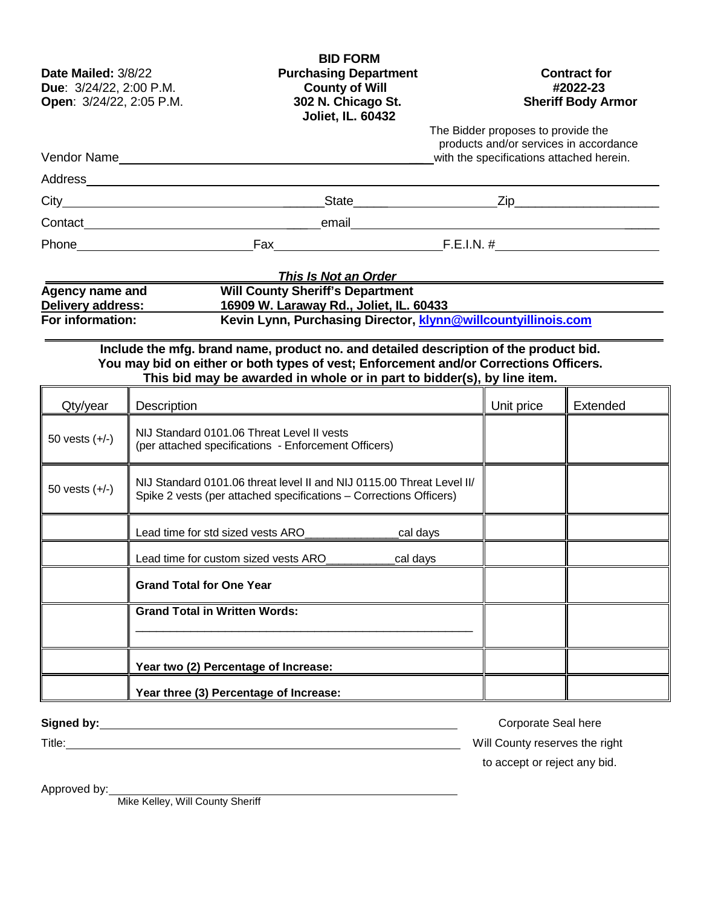**Date Mailed:** 3/8/22
**Due**: 3/24/22, 2:00 P.M.
**Open**: 3/24/22, 2:05 P.M.

**BID FORM**
**Purchasing Department**
**County of Will**
**302 N. Chicago St.**
**Joliet, IL. 60432**

**Contract for**
**#2022-23**
**Sheriff Body Armor**

The Bidder proposes to provide the products and/or services in accordance with the specifications attached herein.

Vendor Name_______________________________________________

Address_______________________________________________

City_______________________ State_____________ Zip_______________

Contact_______________________ email_______________________________

Phone_______________ Fax_______________ F.E.I.N. #_______________

***This Is Not an Order***

| | |
|---|---|
| **Agency name and Delivery address:** | **Will County Sheriff's Department** **16909 W. Laraway Rd., Joliet, IL. 60433** |
| **For information:** | **Kevin Lynn, Purchasing Director, klynn@willcountyillinois.com** |

**Include the mfg. brand name, product no. and detailed description of the product bid.**
**You may bid on either or both types of vest; Enforcement and/or Corrections Officers.**
**This bid may be awarded in whole or in part to bidder(s), by line item.**

| Qty/year | Description | Unit price | Extended |
|---|---|---|---|
| 50 vests (+/-) | NIJ Standard 0101.06 Threat Level II vests (per attached specifications - Enforcement Officers) | | |
| 50 vests (+/-) | NIJ Standard 0101.06 threat level II and NIJ 0115.00 Threat Level II/ Spike 2 vests (per attached specifications – Corrections Officers) | | |
| | Lead time for std sized vests ARO______________cal days | | |
| | Lead time for custom sized vests ARO___________cal days | | |
| | **Grand Total for One Year** | | |
| | **Grand Total in Written Words:** ______________________________________________ | | |
| | **Year two (2) Percentage of Increase:** | | |
| | **Year three (3) Percentage of Increase:** | | |

**Signed by:**_______________________________________________

Title:_______________________________________________

Corporate Seal here

Will County reserves the right to accept or reject any bid.

Approved by:_______________________________________________
Mike Kelley, Will County Sheriff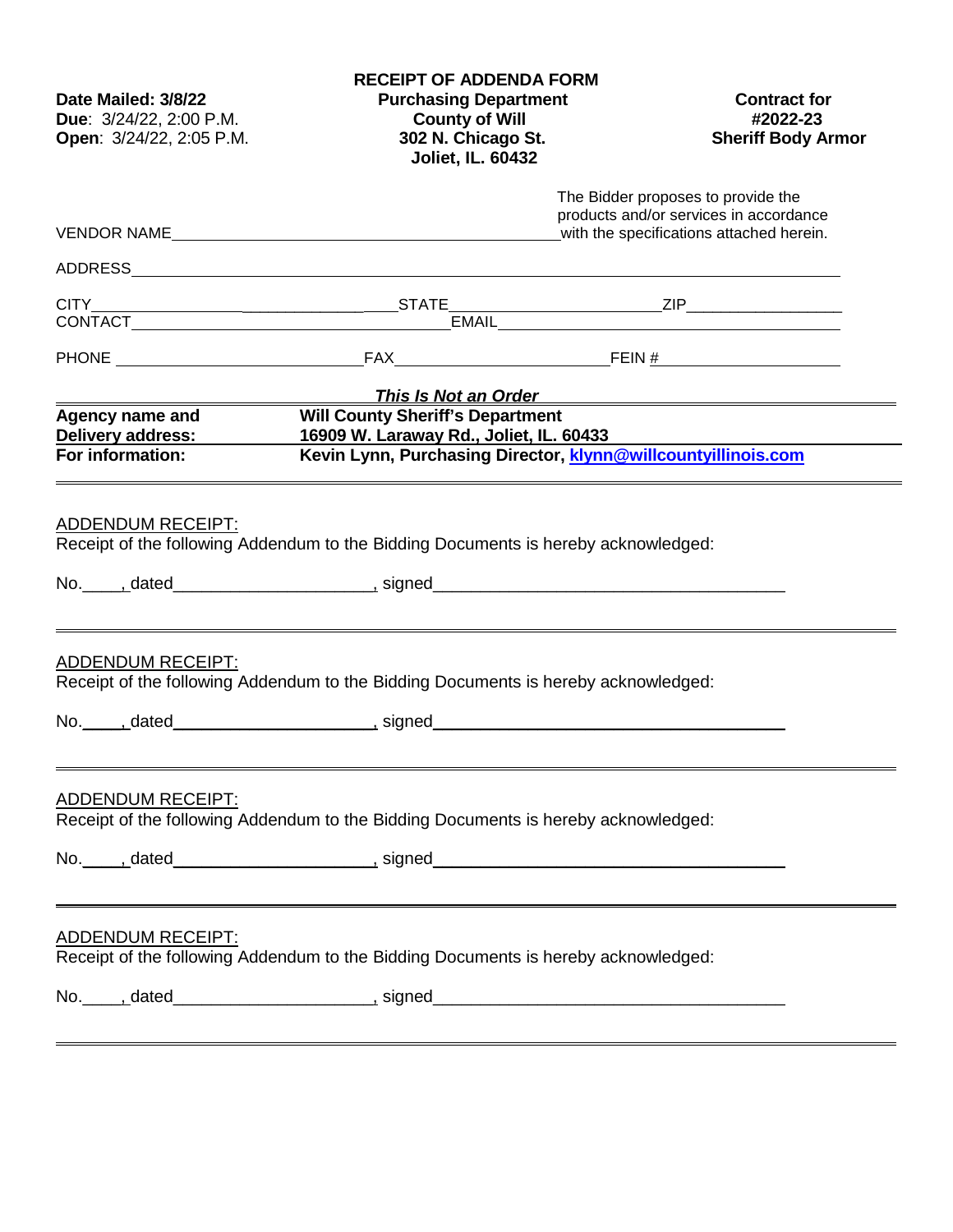# RECEIPT OF ADDENDA FORM

| **Date Mailed: 3/8/22** | **Purchasing Department** | **Contract for** |
|---|---|---|
| **Due**: 3/24/22, 2:00 P.M. | **County of Will** | **#2022-23** |
| **Open**: 3/24/22, 2:05 P.M. | **302 N. Chicago St.** | **Sheriff Body Armor** |
| | **Joliet, IL. 60432** | |

The Bidder proposes to provide the products and/or services in accordance with the specifications attached herein.

VENDOR NAME_______________________________________________

ADDRESS_______________________________________________

CITY____________________STATE____________________ZIP____________________

CONTACT____________________EMAIL____________________

PHONE ____________________FAX____________________FEIN #____________________

***This Is Not an Order***

| | |
|---|---|
| **Agency name and Delivery address:** | **Will County Sheriff's Department** **16909 W. Laraway Rd., Joliet, IL. 60433** |
| **For information:** | **Kevin Lynn, Purchasing Director, klynn@willcountyillinois.com** |

ADDENDUM RECEIPT:

Receipt of the following Addendum to the Bidding Documents is hereby acknowledged:

No.____, dated____________________, signed____________________________________

ADDENDUM RECEIPT:

Receipt of the following Addendum to the Bidding Documents is hereby acknowledged:

No.____, dated____________________, signed____________________________________

ADDENDUM RECEIPT:

Receipt of the following Addendum to the Bidding Documents is hereby acknowledged:

No.____, dated____________________, signed____________________________________

ADDENDUM RECEIPT:

Receipt of the following Addendum to the Bidding Documents is hereby acknowledged:

No.____, dated____________________, signed____________________________________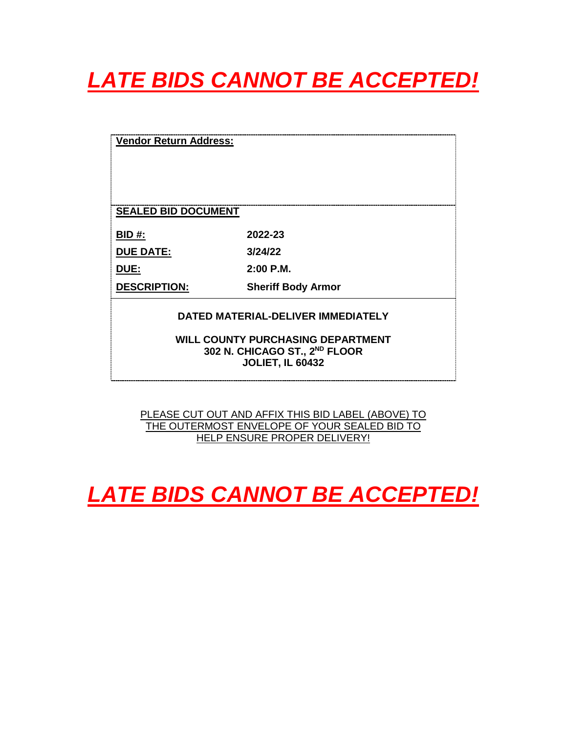# ***LATE BIDS CANNOT BE ACCEPTED!***

**Vendor Return Address:**

**SEALED BID DOCUMENT**

| | |
|---|---|
| **BID #:** | **2022-23** |
| **DUE DATE:** | **3/24/22** |
| **DUE:** | **2:00 P.M.** |
| **DESCRIPTION:** | **Sheriff Body Armor** |

**DATED MATERIAL-DELIVER IMMEDIATELY**

**WILL COUNTY PURCHASING DEPARTMENT**
**302 N. CHICAGO ST., 2ND FLOOR**
**JOLIET, IL 60432**

PLEASE CUT OUT AND AFFIX THIS BID LABEL (ABOVE) TO THE OUTERMOST ENVELOPE OF YOUR SEALED BID TO HELP ENSURE PROPER DELIVERY!

# ***LATE BIDS CANNOT BE ACCEPTED!***